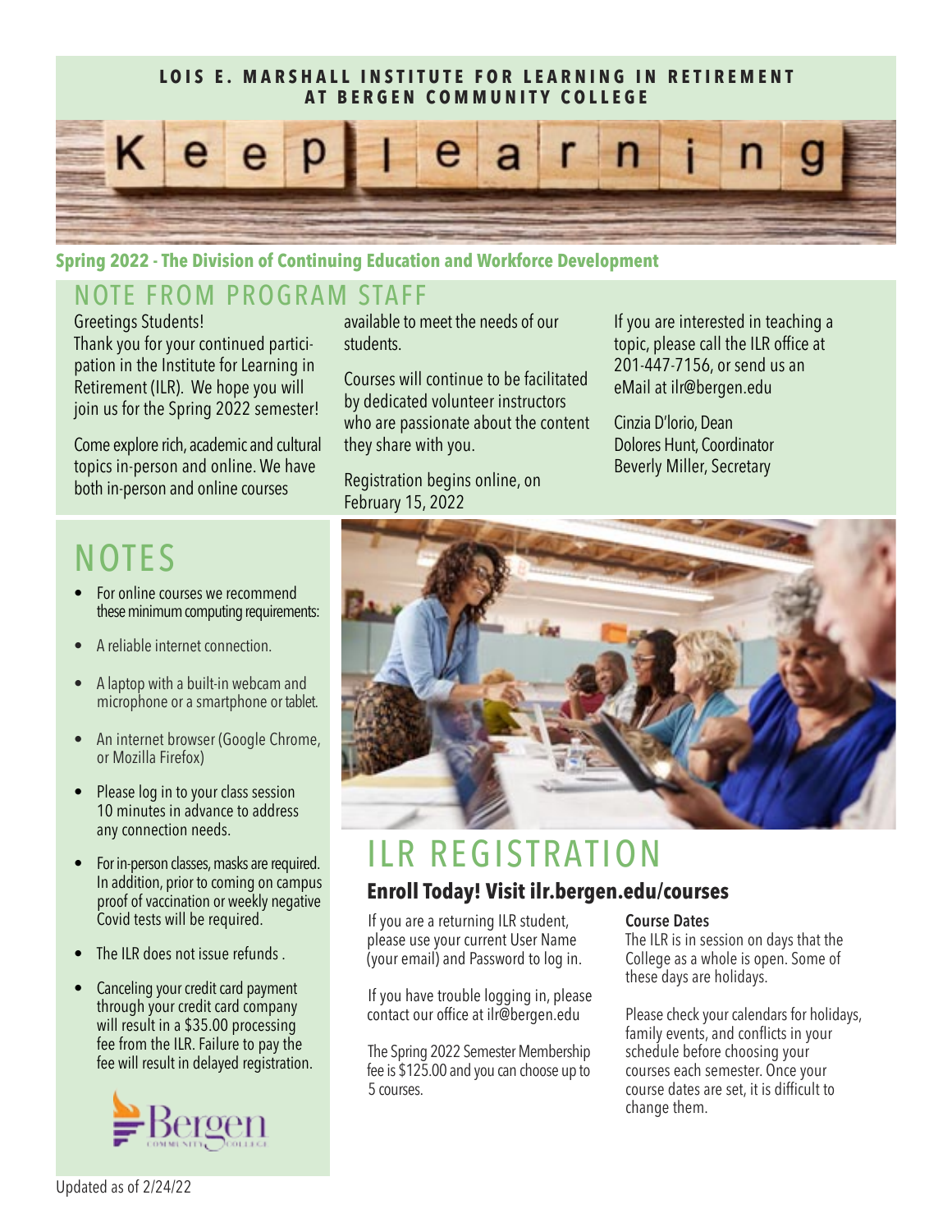**LOIS E. MARSHALL INSTITUTE FOR LEARNING IN RETIREMENT AT BERGEN COMMUNITY COLLEGE**

# Keep learning

**Spring 2022 - The Division of Continuing Education and Workforce Development**

## NOTE FROM PROGRAM STAFF

Greetings Students!
Thank you for your continued participation in the Institute for Learning in Retirement (ILR). We hope you will join us for the Spring 2022 semester!

Come explore rich, academic and cultural topics in-person and online. We have both in-person and online courses available to meet the needs of our students.

Courses will continue to be facilitated by dedicated volunteer instructors who are passionate about the content they share with you.

Registration begins online, on February 15, 2022

If you are interested in teaching a topic, please call the ILR office at 201-447-7156, or send us an eMail at ilr@bergen.edu

Cinzia D'lorio, Dean
Dolores Hunt, Coordinator
Beverly Miller, Secretary

## NOTES

- For online courses we recommend these minimum computing requirements:
- A reliable internet connection.
- A laptop with a built-in webcam and microphone or a smartphone or tablet.
- An internet browser (Google Chrome, or Mozilla Firefox)
- Please log in to your class session 10 minutes in advance to address any connection needs.
- For in-person classes, masks are required. In addition, prior to coming on campus proof of vaccination or weekly negative Covid tests will be required.
- The ILR does not issue refunds .
- Canceling your credit card payment through your credit card company will result in a $35.00 processing fee from the ILR. Failure to pay the fee will result in delayed registration.

## ILR REGISTRATION

### Enroll Today! Visit ilr.bergen.edu/courses

If you are a returning ILR student, please use your current User Name (your email) and Password to log in.

If you have trouble logging in, please contact our office at ilr@bergen.edu

The Spring 2022 Semester Membership fee is $125.00 and you can choose up to 5 courses.

**Course Dates**

The ILR is in session on days that the College as a whole is open. Some of these days are holidays.

Please check your calendars for holidays, family events, and conflicts in your schedule before choosing your courses each semester. Once your course dates are set, it is difficult to change them.

Updated as of 2/24/22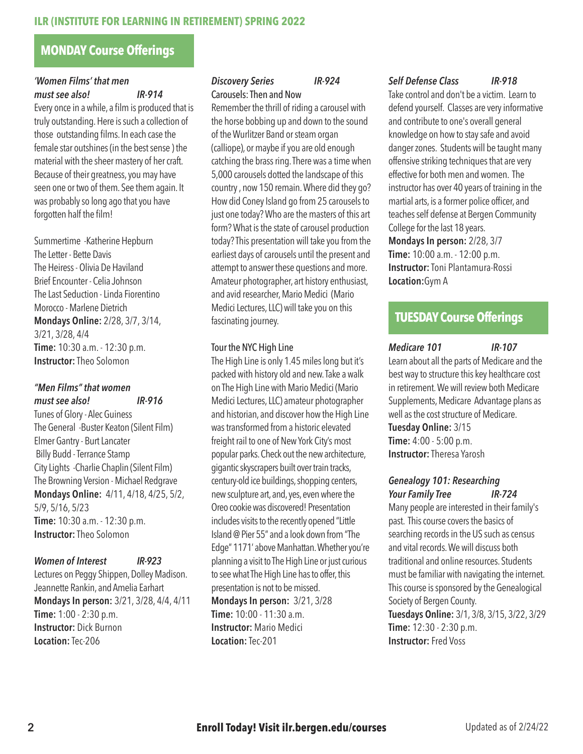# MONDAY Course Offerings

### *'Women Films' that men must see also!* *IR-914*

Every once in a while, a film is produced that is truly outstanding. Here is such a collection of those outstanding films. In each case the female star outshines (in the best sense ) the material with the sheer mastery of her craft. Because of their greatness, you may have seen one or two of them. See them again. It was probably so long ago that you have forgotten half the film!

Summertime -Katherine Hepburn
The Letter - Bette Davis
The Heiress - Olivia De Haviland
Brief Encounter - Celia Johnson
The Last Seduction - Linda Fiorentino
Morocco - Marlene Dietrich

**Mondays Online:** 2/28, 3/7, 3/14, 3/21, 3/28, 4/4
**Time:** 10:30 a.m. - 12:30 p.m.
**Instructor:** Theo Solomon

### *"Men Films" that women must see also!* *IR-916*

Tunes of Glory - Alec Guiness
The General -Buster Keaton (Silent Film)
Elmer Gantry - Burt Lancater
Billy Budd - Terrance Stamp
City Lights -Charlie Chaplin (Silent Film)
The Browning Version - Michael Redgrave

**Mondays Online:** 4/11, 4/18, 4/25, 5/2, 5/9, 5/16, 5/23
**Time:** 10:30 a.m. - 12:30 p.m.
**Instructor:** Theo Solomon

### *Women of Interest* *IR-923*

Lectures on Peggy Shippen, Dolley Madison. Jeannette Rankin, and Amelia Earhart

**Mondays In person:** 3/21, 3/28, 4/4, 4/11
**Time:** 1:00 - 2:30 p.m.
**Instructor:** Dick Burnon
**Location:** Tec-206

### *Discovery Series* *IR-924*

Carousels: Then and Now

Remember the thrill of riding a carousel with the horse bobbing up and down to the sound of the Wurlitzer Band or steam organ (calliope), or maybe if you are old enough catching the brass ring. There was a time when 5,000 carousels dotted the landscape of this country , now 150 remain. Where did they go? How did Coney Island go from 25 carousels to just one today? Who are the masters of this art form? What is the state of carousel production today? This presentation will take you from the earliest days of carousels until the present and attempt to answer these questions and more. Amateur photographer, art history enthusiast, and avid researcher, Mario Medici (Mario Medici Lectures, LLC) will take you on this fascinating journey.

Tour the NYC High Line

The High Line is only 1.45 miles long but it's packed with history old and new. Take a walk on The High Line with Mario Medici (Mario Medici Lectures, LLC) amateur photographer and historian, and discover how the High Line was transformed from a historic elevated freight rail to one of New York City's most popular parks. Check out the new architecture, gigantic skyscrapers built over train tracks, century-old ice buildings, shopping centers, new sculpture art, and, yes, even where the Oreo cookie was discovered! Presentation includes visits to the recently opened "Little Island @ Pier 55" and a look down from "The Edge" 1171' above Manhattan. Whether you're planning a visit to The High Line or just curious to see what The High Line has to offer, this presentation is not to be missed.

**Mondays In person:** 3/21, 3/28
**Time:** 10:00 - 11:30 a.m.
**Instructor:** Mario Medici
**Location:** Tec-201

### *Self Defense Class* *IR-918*

Take control and don't be a victim. Learn to defend yourself. Classes are very informative and contribute to one's overall general knowledge on how to stay safe and avoid danger zones. Students will be taught many offensive striking techniques that are very effective for both men and women. The instructor has over 40 years of training in the martial arts, is a former police officer, and teaches self defense at Bergen Community College for the last 18 years.

**Mondays In person:** 2/28, 3/7
**Time:** 10:00 a.m. - 12:00 p.m.
**Instructor:** Toni Plantamura-Rossi
**Location:** Gym A

# TUESDAY Course Offerings

### *Medicare 101* *IR-107*

Learn about all the parts of Medicare and the best way to structure this key healthcare cost in retirement. We will review both Medicare Supplements, Medicare Advantage plans as well as the cost structure of Medicare.

**Tuesday Online:** 3/15
**Time:** 4:00 - 5:00 p.m.
**Instructor:** Theresa Yarosh

### *Genealogy 101: Researching Your Family Tree* *IR-724*

Many people are interested in their family's past. This course covers the basics of searching records in the US such as census and vital records. We will discuss both traditional and online resources. Students must be familiar with navigating the internet. This course is sponsored by the Genealogical Society of Bergen County.

**Tuesdays Online:** 3/1, 3/8, 3/15, 3/22, 3/29
**Time:** 12:30 - 2:30 p.m.
**Instructor:** Fred Voss

**Enroll Today! Visit ilr.bergen.edu/courses**

Updated as of 2/24/22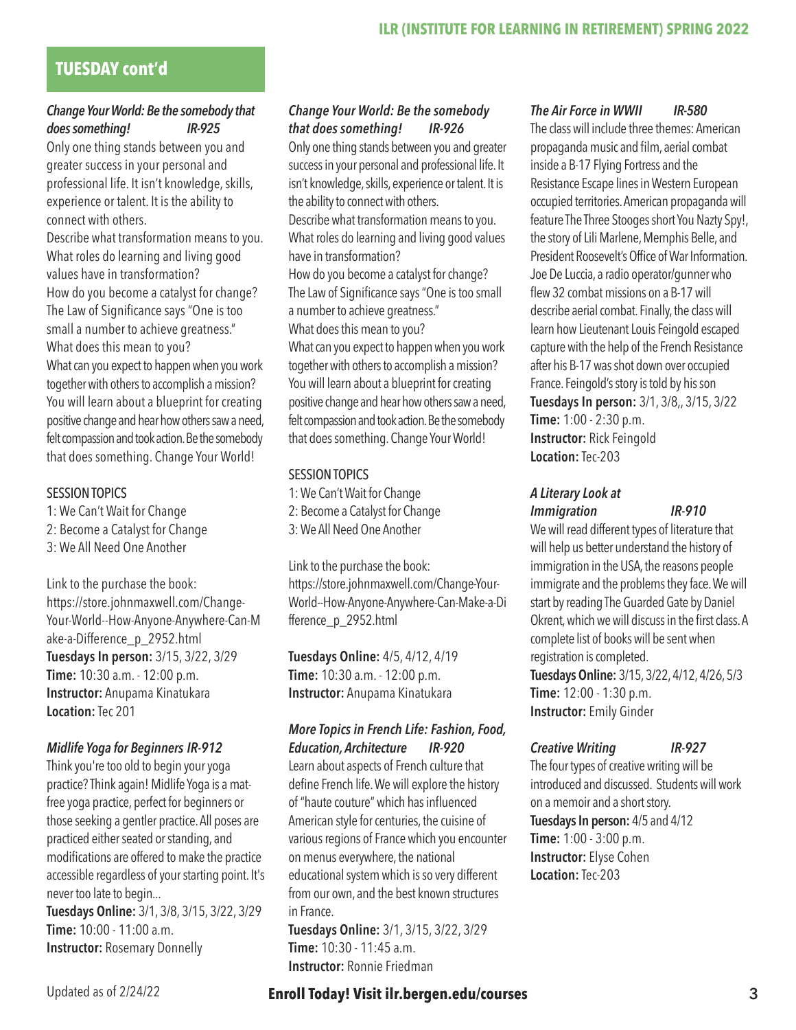## TUESDAY cont'd

### *Change Your World: Be the somebody that does something! IR-925*

Only one thing stands between you and greater success in your personal and professional life. It isn't knowledge, skills, experience or talent. It is the ability to connect with others.

Describe what transformation means to you. What roles do learning and living good values have in transformation?

How do you become a catalyst for change? The Law of Significance says "One is too small a number to achieve greatness." What does this mean to you?

What can you expect to happen when you work together with others to accomplish a mission? You will learn about a blueprint for creating positive change and hear how others saw a need, felt compassion and took action. Be the somebody that does something. Change Your World!

SESSION TOPICS

1: We Can't Wait for Change
2: Become a Catalyst for Change
3: We All Need One Another

Link to the purchase the book:
https://store.johnmaxwell.com/Change-Your-World--How-Anyone-Anywhere-Can-Make-a-Difference_p_2952.html

**Tuesdays In person:** 3/15, 3/22, 3/29
**Time:** 10:30 a.m. - 12:00 p.m.
**Instructor:** Anupama Kinatukara
**Location:** Tec 201

### *Midlife Yoga for Beginners IR-912*

Think you're too old to begin your yoga practice? Think again! Midlife Yoga is a mat-free yoga practice, perfect for beginners or those seeking a gentler practice. All poses are practiced either seated or standing, and modifications are offered to make the practice accessible regardless of your starting point. It's never too late to begin...

**Tuesdays Online:** 3/1, 3/8, 3/15, 3/22, 3/29
**Time:** 10:00 - 11:00 a.m.
**Instructor:** Rosemary Donnelly

### *Change Your World: Be the somebody that does something! IR-926*

Only one thing stands between you and greater success in your personal and professional life. It isn't knowledge, skills, experience or talent. It is the ability to connect with others.

Describe what transformation means to you. What roles do learning and living good values have in transformation?

How do you become a catalyst for change? The Law of Significance says "One is too small a number to achieve greatness." What does this mean to you?

What can you expect to happen when you work together with others to accomplish a mission? You will learn about a blueprint for creating positive change and hear how others saw a need, felt compassion and took action. Be the somebody that does something. Change Your World!

SESSION TOPICS

1: We Can't Wait for Change
2: Become a Catalyst for Change
3: We All Need One Another

Link to the purchase the book:
https://store.johnmaxwell.com/Change-Your-World--How-Anyone-Anywhere-Can-Make-a-Difference_p_2952.html

**Tuesdays Online:** 4/5, 4/12, 4/19
**Time:** 10:30 a.m. - 12:00 p.m.
**Instructor:** Anupama Kinatukara

### *More Topics in French Life: Fashion, Food, Education, Architecture IR-920*

Learn about aspects of French culture that define French life. We will explore the history of "haute couture" which has influenced American style for centuries, the cuisine of various regions of France which you encounter on menus everywhere, the national educational system which is so very different from our own, and the best known structures in France.

**Tuesdays Online:** 3/1, 3/15, 3/22, 3/29
**Time:** 10:30 - 11:45 a.m.
**Instructor:** Ronnie Friedman

### *The Air Force in WWII IR-580*

The class will include three themes: American propaganda music and film, aerial combat inside a B-17 Flying Fortress and the Resistance Escape lines in Western European occupied territories. American propaganda will feature The Three Stooges short You Nazty Spy!, the story of Lili Marlene, Memphis Belle, and President Roosevelt's Office of War Information. Joe De Luccia, a radio operator/gunner who flew 32 combat missions on a B-17 will describe aerial combat. Finally, the class will learn how Lieutenant Louis Feingold escaped capture with the help of the French Resistance after his B-17 was shot down over occupied France. Feingold's story is told by his son

**Tuesdays In person:** 3/1, 3/8,, 3/15, 3/22
**Time:** 1:00 - 2:30 p.m.
**Instructor:** Rick Feingold
**Location:** Tec-203

### *A Literary Look at Immigration IR-910*

We will read different types of literature that will help us better understand the history of immigration in the USA, the reasons people immigrate and the problems they face. We will start by reading The Guarded Gate by Daniel Okrent, which we will discuss in the first class. A complete list of books will be sent when registration is completed.

**Tuesdays Online:** 3/15, 3/22, 4/12, 4/26, 5/3
**Time:** 12:00 - 1:30 p.m.
**Instructor:** Emily Ginder

### *Creative Writing IR-927*

The four types of creative writing will be introduced and discussed. Students will work on a memoir and a short story.

**Tuesdays In person:** 4/5 and 4/12
**Time:** 1:00 - 3:00 p.m.
**Instructor:** Elyse Cohen
**Location:** Tec-203

Updated as of 2/24/22

**Enroll Today! Visit ilr.bergen.edu/courses**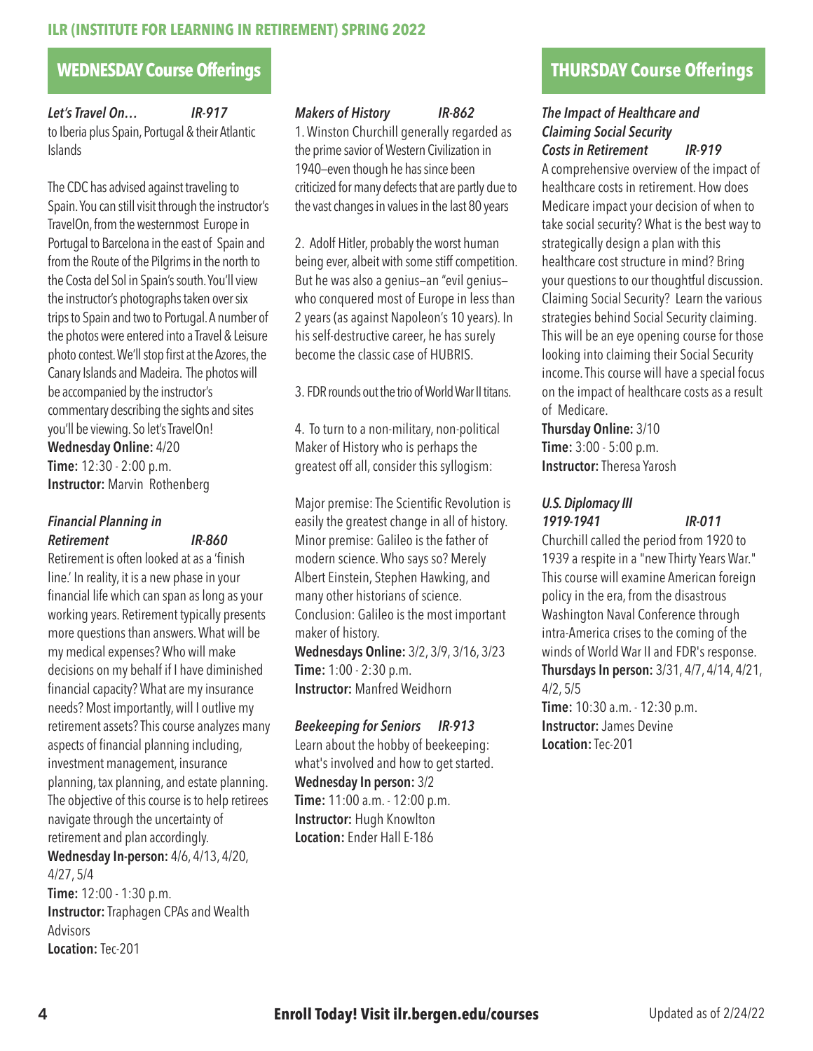## WEDNESDAY Course Offerings

### *Let's Travel On…* *IR-917*

to Iberia plus Spain, Portugal & their Atlantic Islands

The CDC has advised against traveling to Spain. You can still visit through the instructor's TravelOn, from the westernmost Europe in Portugal to Barcelona in the east of Spain and from the Route of the Pilgrims in the north to the Costa del Sol in Spain's south. You'll view the instructor's photographs taken over six trips to Spain and two to Portugal. A number of the photos were entered into a Travel & Leisure photo contest. We'll stop first at the Azores, the Canary Islands and Madeira. The photos will be accompanied by the instructor's commentary describing the sights and sites you'll be viewing. So let's TravelOn!

**Wednesday Online:** 4/20
**Time:** 12:30 - 2:00 p.m.
**Instructor:** Marvin Rothenberg

### *Financial Planning in Retirement* *IR-860*

Retirement is often looked at as a 'finish line.' In reality, it is a new phase in your financial life which can span as long as your working years. Retirement typically presents more questions than answers. What will be my medical expenses? Who will make decisions on my behalf if I have diminished financial capacity? What are my insurance needs? Most importantly, will I outlive my retirement assets? This course analyzes many aspects of financial planning including, investment management, insurance planning, tax planning, and estate planning. The objective of this course is to help retirees navigate through the uncertainty of retirement and plan accordingly.

**Wednesday In-person:** 4/6, 4/13, 4/20, 4/27, 5/4
**Time:** 12:00 - 1:30 p.m.
**Instructor:** Traphagen CPAs and Wealth Advisors
**Location:** Tec-201

### *Makers of History* *IR-862*

1. Winston Churchill generally regarded as the prime savior of Western Civilization in 1940—even though he has since been criticized for many defects that are partly due to the vast changes in values in the last 80 years

2. Adolf Hitler, probably the worst human being ever, albeit with some stiff competition. But he was also a genius—an "evil genius—who conquered most of Europe in less than 2 years (as against Napoleon's 10 years). In his self-destructive career, he has surely become the classic case of HUBRIS.

3. FDR rounds out the trio of World War II titans.

4. To turn to a non-military, non-political Maker of History who is perhaps the greatest off all, consider this syllogism:

Major premise: The Scientific Revolution is easily the greatest change in all of history.
Minor premise: Galileo is the father of modern science. Who says so? Merely Albert Einstein, Stephen Hawking, and many other historians of science.
Conclusion: Galileo is the most important maker of history.

**Wednesdays Online:** 3/2, 3/9, 3/16, 3/23
**Time:** 1:00 - 2:30 p.m.
**Instructor:** Manfred Weidhorn

### *Beekeeping for Seniors* *IR-913*

Learn about the hobby of beekeeping: what's involved and how to get started.

**Wednesday In person:** 3/2
**Time:** 11:00 a.m. - 12:00 p.m.
**Instructor:** Hugh Knowlton
**Location:** Ender Hall E-186

## THURSDAY Course Offerings

### *The Impact of Healthcare and Claiming Social Security Costs in Retirement* *IR-919*

A comprehensive overview of the impact of healthcare costs in retirement. How does Medicare impact your decision of when to take social security? What is the best way to strategically design a plan with this healthcare cost structure in mind? Bring your questions to our thoughtful discussion. Claiming Social Security? Learn the various strategies behind Social Security claiming. This will be an eye opening course for those looking into claiming their Social Security income. This course will have a special focus on the impact of healthcare costs as a result of Medicare.

**Thursday Online:** 3/10
**Time:** 3:00 - 5:00 p.m.
**Instructor:** Theresa Yarosh

### *U.S. Diplomacy III 1919-1941* *IR-011*

Churchill called the period from 1920 to 1939 a respite in a "new Thirty Years War." This course will examine American foreign policy in the era, from the disastrous Washington Naval Conference through intra-America crises to the coming of the winds of World War II and FDR's response.

**Thursdays In person:** 3/31, 4/7, 4/14, 4/21, 4/2, 5/5
**Time:** 10:30 a.m. - 12:30 p.m.
**Instructor:** James Devine
**Location:** Tec-201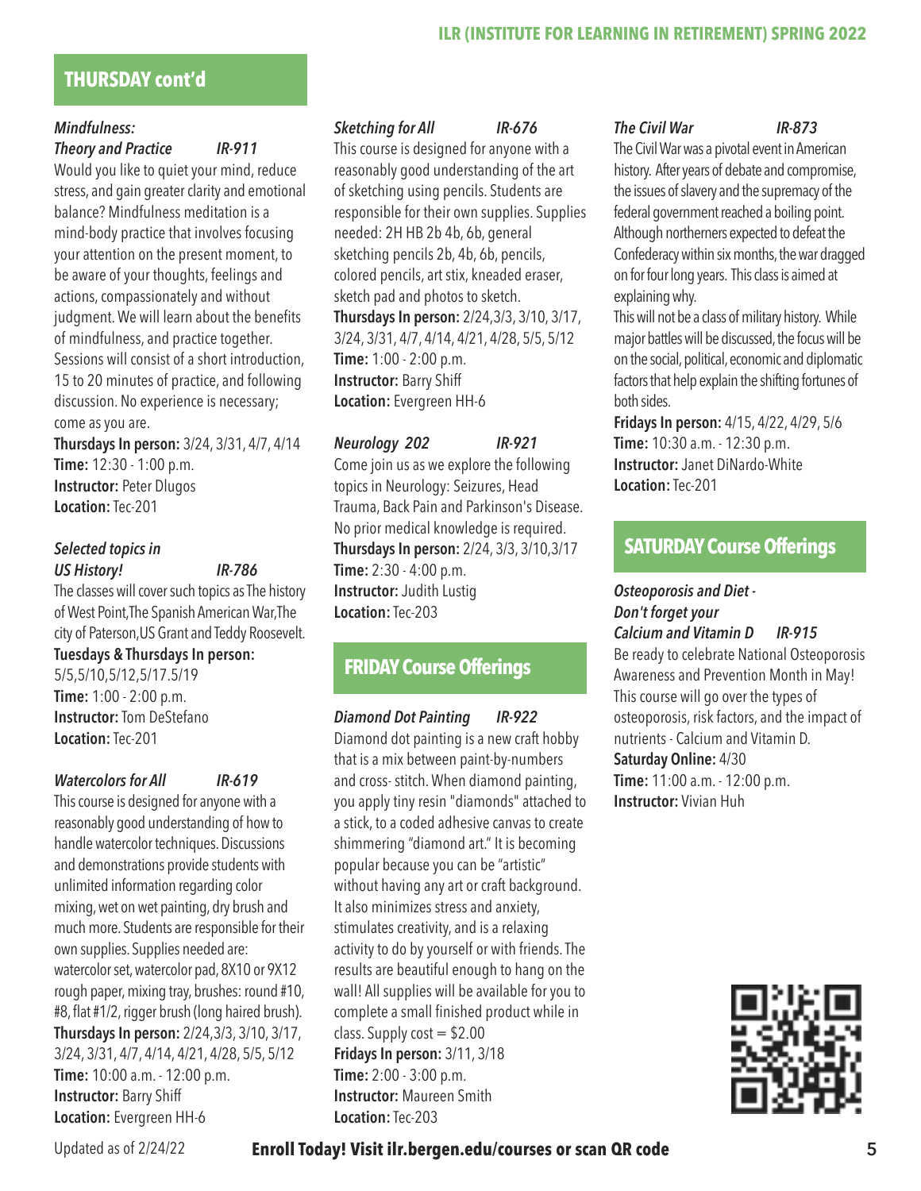## THURSDAY cont'd

***Mindfulness: Theory and Practice*** ***IR-911***

Would you like to quiet your mind, reduce stress, and gain greater clarity and emotional balance? Mindfulness meditation is a mind-body practice that involves focusing your attention on the present moment, to be aware of your thoughts, feelings and actions, compassionately and without judgment. We will learn about the benefits of mindfulness, and practice together. Sessions will consist of a short introduction, 15 to 20 minutes of practice, and following discussion. No experience is necessary; come as you are.

**Thursdays In person:** 3/24, 3/31, 4/7, 4/14
**Time:** 12:30 - 1:00 p.m.
**Instructor:** Peter Dlugos
**Location:** Tec-201

***Selected topics in US History!*** ***IR-786***

The classes will cover such topics as The history of West Point,The Spanish American War,The city of Paterson,US Grant and Teddy Roosevelt.

**Tuesdays & Thursdays In person:** 5/5,5/10,5/12,5/17.5/19
**Time:** 1:00 - 2:00 p.m.
**Instructor:** Tom DeStefano
**Location:** Tec-201

***Watercolors for All*** ***IR-619***

This course is designed for anyone with a reasonably good understanding of how to handle watercolor techniques. Discussions and demonstrations provide students with unlimited information regarding color mixing, wet on wet painting, dry brush and much more. Students are responsible for their own supplies. Supplies needed are: watercolor set, watercolor pad, 8X10 or 9X12 rough paper, mixing tray, brushes: round #10, #8, flat #1/2, rigger brush (long haired brush).

**Thursdays In person:** 2/24,3/3, 3/10, 3/17, 3/24, 3/31, 4/7, 4/14, 4/21, 4/28, 5/5, 5/12
**Time:** 10:00 a.m. - 12:00 p.m.
**Instructor:** Barry Shiff
**Location:** Evergreen HH-6

***Sketching for All*** ***IR-676***

This course is designed for anyone with a reasonably good understanding of the art of sketching using pencils. Students are responsible for their own supplies. Supplies needed: 2H HB 2b 4b, 6b, general sketching pencils 2b, 4b, 6b, pencils, colored pencils, art stix, kneaded eraser, sketch pad and photos to sketch.

**Thursdays In person:** 2/24,3/3, 3/10, 3/17, 3/24, 3/31, 4/7, 4/14, 4/21, 4/28, 5/5, 5/12
**Time:** 1:00 - 2:00 p.m.
**Instructor:** Barry Shiff
**Location:** Evergreen HH-6

***Neurology 202*** ***IR-921***

Come join us as we explore the following topics in Neurology: Seizures, Head Trauma, Back Pain and Parkinson's Disease. No prior medical knowledge is required.

**Thursdays In person:** 2/24, 3/3, 3/10,3/17
**Time:** 2:30 - 4:00 p.m.
**Instructor:** Judith Lustig
**Location:** Tec-203

## FRIDAY Course Offerings

***Diamond Dot Painting*** ***IR-922***

Diamond dot painting is a new craft hobby that is a mix between paint-by-numbers and cross- stitch. When diamond painting, you apply tiny resin "diamonds" attached to a stick, to a coded adhesive canvas to create shimmering "diamond art." It is becoming popular because you can be "artistic" without having any art or craft background. It also minimizes stress and anxiety, stimulates creativity, and is a relaxing activity to do by yourself or with friends. The results are beautiful enough to hang on the wall! All supplies will be available for you to complete a small finished product while in class. Supply cost = $2.00

**Fridays In person:** 3/11, 3/18
**Time:** 2:00 - 3:00 p.m.
**Instructor:** Maureen Smith
**Location:** Tec-203

***The Civil War*** ***IR-873***

The Civil War was a pivotal event in American history. After years of debate and compromise, the issues of slavery and the supremacy of the federal government reached a boiling point. Although northerners expected to defeat the Confederacy within six months, the war dragged on for four long years. This class is aimed at explaining why.

This will not be a class of military history. While major battles will be discussed, the focus will be on the social, political, economic and diplomatic factors that help explain the shifting fortunes of both sides.

**Fridays In person:** 4/15, 4/22, 4/29, 5/6
**Time:** 10:30 a.m. - 12:30 p.m.
**Instructor:** Janet DiNardo-White
**Location:** Tec-201

## SATURDAY Course Offerings

***Osteoporosis and Diet - Don't forget your Calcium and Vitamin D*** ***IR-915***

Be ready to celebrate National Osteoporosis Awareness and Prevention Month in May! This course will go over the types of osteoporosis, risk factors, and the impact of nutrients - Calcium and Vitamin D.

**Saturday Online:** 4/30
**Time:** 11:00 a.m. - 12:00 p.m.
**Instructor:** Vivian Huh

Updated as of 2/24/22

**Enroll Today! Visit ilr.bergen.edu/courses or scan QR code**